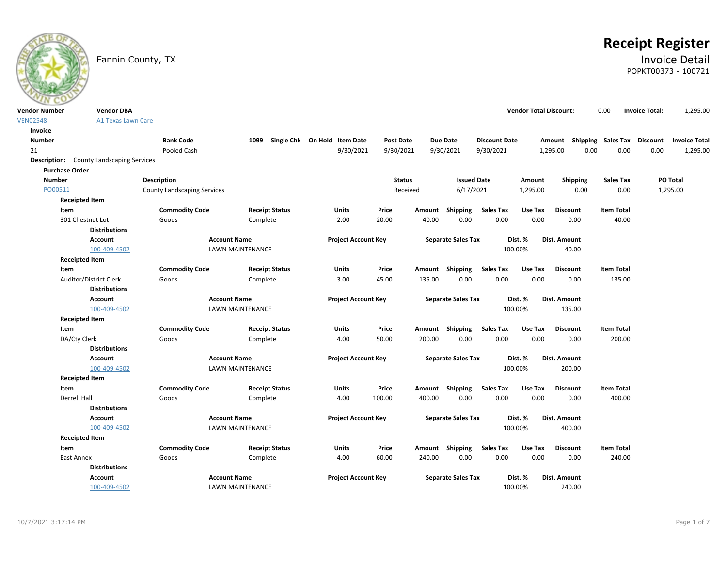# Receipt Register

Fannin County, TX

## Invoice Detail

POPKT00373 - 100721

| Vendor Number | Vendor DBA | Vendor Total Discount: | 0.00 | Invoice Total: | 1,295.00 |
|---|---|---|---|---|---|
| VEN02548 | A1 Texas Lawn Care | | | | |

### Invoice

| Number | Bank Code | 1099 | Single Chk | On Hold | Item Date | Post Date | Due Date | Discount Date | Amount | Shipping | Sales Tax | Discount | Invoice Total |
|---|---|---|---|---|---|---|---|---|---|---|---|---|---|
| 21 | Pooled Cash | | | | 9/30/2021 | 9/30/2021 | 9/30/2021 | 9/30/2021 | 1,295.00 | 0.00 | 0.00 | 0.00 | 1,295.00 |

**Description:** County Landscaping Services

### Purchase Order

| Number | Description | Status | Issued Date | Amount | Shipping | Sales Tax | PO Total |
|---|---|---|---|---|---|---|---|
| PO00511 | County Landscaping Services | Received | 6/17/2021 | 1,295.00 | 0.00 | 0.00 | 1,295.00 |

#### Receipted Item

| Item | Commodity Code | Receipt Status | Units | Price | Amount | Shipping | Sales Tax | Use Tax | Discount | Item Total |
|---|---|---|---|---|---|---|---|---|---|---|
| 301 Chestnut Lot | Goods | Complete | 2.00 | 20.00 | 40.00 | 0.00 | 0.00 | 0.00 | 0.00 | 40.00 |

**Distributions**

| Account | Account Name | Project Account Key | Separate Sales Tax | Dist. % | Dist. Amount |
|---|---|---|---|---|---|
| 100-409-4502 | LAWN MAINTENANCE | | | 100.00% | 40.00 |

#### Receipted Item

| Item | Commodity Code | Receipt Status | Units | Price | Amount | Shipping | Sales Tax | Use Tax | Discount | Item Total |
|---|---|---|---|---|---|---|---|---|---|---|
| Auditor/District Clerk | Goods | Complete | 3.00 | 45.00 | 135.00 | 0.00 | 0.00 | 0.00 | 0.00 | 135.00 |

**Distributions**

| Account | Account Name | Project Account Key | Separate Sales Tax | Dist. % | Dist. Amount |
|---|---|---|---|---|---|
| 100-409-4502 | LAWN MAINTENANCE | | | 100.00% | 135.00 |

#### Receipted Item

| Item | Commodity Code | Receipt Status | Units | Price | Amount | Shipping | Sales Tax | Use Tax | Discount | Item Total |
|---|---|---|---|---|---|---|---|---|---|---|
| DA/Cty Clerk | Goods | Complete | 4.00 | 50.00 | 200.00 | 0.00 | 0.00 | 0.00 | 0.00 | 200.00 |

**Distributions**

| Account | Account Name | Project Account Key | Separate Sales Tax | Dist. % | Dist. Amount |
|---|---|---|---|---|---|
| 100-409-4502 | LAWN MAINTENANCE | | | 100.00% | 200.00 |

#### Receipted Item

| Item | Commodity Code | Receipt Status | Units | Price | Amount | Shipping | Sales Tax | Use Tax | Discount | Item Total |
|---|---|---|---|---|---|---|---|---|---|---|
| Derrell Hall | Goods | Complete | 4.00 | 100.00 | 400.00 | 0.00 | 0.00 | 0.00 | 0.00 | 400.00 |

**Distributions**

| Account | Account Name | Project Account Key | Separate Sales Tax | Dist. % | Dist. Amount |
|---|---|---|---|---|---|
| 100-409-4502 | LAWN MAINTENANCE | | | 100.00% | 400.00 |

#### Receipted Item

| Item | Commodity Code | Receipt Status | Units | Price | Amount | Shipping | Sales Tax | Use Tax | Discount | Item Total |
|---|---|---|---|---|---|---|---|---|---|---|
| East Annex | Goods | Complete | 4.00 | 60.00 | 240.00 | 0.00 | 0.00 | 0.00 | 0.00 | 240.00 |

**Distributions**

| Account | Account Name | Project Account Key | Separate Sales Tax | Dist. % | Dist. Amount |
|---|---|---|---|---|---|
| 100-409-4502 | LAWN MAINTENANCE | | | 100.00% | 240.00 |

10/7/2021 3:17:14 PM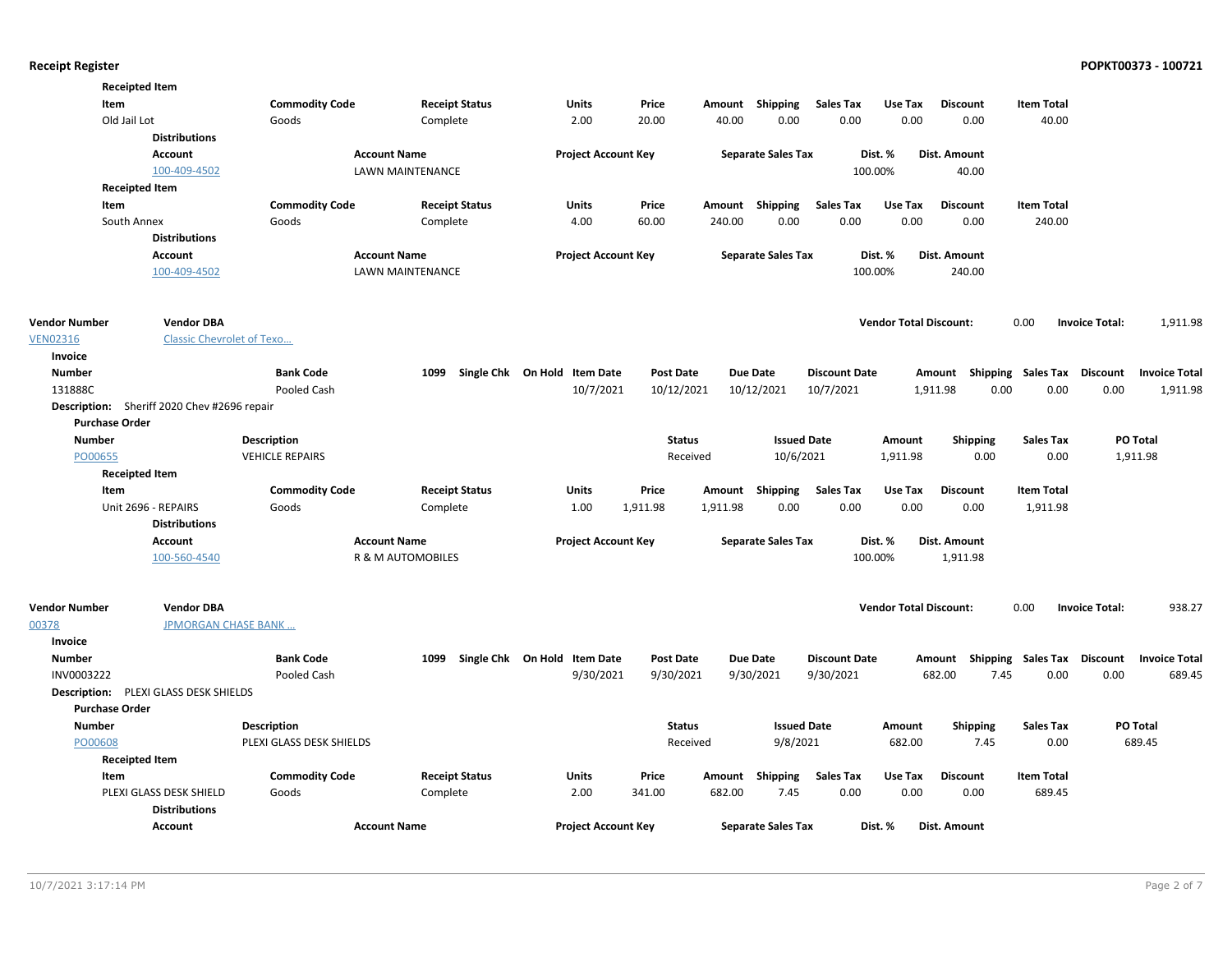**Receipted Item**

| Item | Commodity Code | Receipt Status | Units | Price | Amount | Shipping | Sales Tax | Use Tax | Discount | Item Total |
|---|---|---|---|---|---|---|---|---|---|---|
| Old Jail Lot | Goods | Complete | 2.00 | 20.00 | 40.00 | 0.00 | 0.00 | 0.00 | 0.00 | 40.00 |

**Distributions**

| Account | Account Name | Project Account Key | Separate Sales Tax | Dist. % | Dist. Amount |
|---|---|---|---|---|---|
| 100-409-4502 | LAWN MAINTENANCE | | | 100.00% | 40.00 |

**Receipted Item**

| Item | Commodity Code | Receipt Status | Units | Price | Amount | Shipping | Sales Tax | Use Tax | Discount | Item Total |
|---|---|---|---|---|---|---|---|---|---|---|
| South Annex | Goods | Complete | 4.00 | 60.00 | 240.00 | 0.00 | 0.00 | 0.00 | 0.00 | 240.00 |

**Distributions**

| Account | Account Name | Project Account Key | Separate Sales Tax | Dist. % | Dist. Amount |
|---|---|---|---|---|---|
| 100-409-4502 | LAWN MAINTENANCE | | | 100.00% | 240.00 |

| Vendor Number | Vendor DBA | Vendor Total Discount: | Invoice Total: |
|---|---|---|---|
| VEN02316 | Classic Chevrolet of Texo… | 0.00 | 1,911.98 |

**Invoice**

| Number | Bank Code | 1099 | Single Chk | On Hold | Item Date | Post Date | Due Date | Discount Date | Amount | Shipping | Sales Tax | Discount | Invoice Total |
|---|---|---|---|---|---|---|---|---|---|---|---|---|---|
| 131888C | Pooled Cash | | | | 10/7/2021 | 10/12/2021 | 10/12/2021 | 10/7/2021 | 1,911.98 | 0.00 | 0.00 | 0.00 | 1,911.98 |

**Description:** Sheriff 2020 Chev #2696 repair

**Purchase Order**

| Number | Description | Status | Issued Date | Amount | Shipping | Sales Tax | PO Total |
|---|---|---|---|---|---|---|---|
| PO00655 | VEHICLE REPAIRS | Received | 10/6/2021 | 1,911.98 | 0.00 | 0.00 | 1,911.98 |

**Receipted Item**

| Item | Commodity Code | Receipt Status | Units | Price | Amount | Shipping | Sales Tax | Use Tax | Discount | Item Total |
|---|---|---|---|---|---|---|---|---|---|---|
| Unit 2696 - REPAIRS | Goods | Complete | 1.00 | 1,911.98 | 1,911.98 | 0.00 | 0.00 | 0.00 | 0.00 | 1,911.98 |

**Distributions**

| Account | Account Name | Project Account Key | Separate Sales Tax | Dist. % | Dist. Amount |
|---|---|---|---|---|---|
| 100-560-4540 | R & M AUTOMOBILES | | | 100.00% | 1,911.98 |

| Vendor Number | Vendor DBA | Vendor Total Discount: | Invoice Total: |
|---|---|---|---|
| 00378 | JPMORGAN CHASE BANK … | 0.00 | 938.27 |

**Invoice**

| Number | Bank Code | 1099 | Single Chk | On Hold | Item Date | Post Date | Due Date | Discount Date | Amount | Shipping | Sales Tax | Discount | Invoice Total |
|---|---|---|---|---|---|---|---|---|---|---|---|---|---|
| INV0003222 | Pooled Cash | | | | 9/30/2021 | 9/30/2021 | 9/30/2021 | 9/30/2021 | 682.00 | 7.45 | 0.00 | 0.00 | 689.45 |

**Description:** PLEXI GLASS DESK SHIELDS

**Purchase Order**

| Number | Description | Status | Issued Date | Amount | Shipping | Sales Tax | PO Total |
|---|---|---|---|---|---|---|---|
| PO00608 | PLEXI GLASS DESK SHIELDS | Received | 9/8/2021 | 682.00 | 7.45 | 0.00 | 689.45 |

**Receipted Item**

| Item | Commodity Code | Receipt Status | Units | Price | Amount | Shipping | Sales Tax | Use Tax | Discount | Item Total |
|---|---|---|---|---|---|---|---|---|---|---|
| PLEXI GLASS DESK SHIELD | Goods | Complete | 2.00 | 341.00 | 682.00 | 7.45 | 0.00 | 0.00 | 0.00 | 689.45 |

**Distributions**

| Account | Account Name | Project Account Key | Separate Sales Tax | Dist. % | Dist. Amount |
|---|---|---|---|---|---|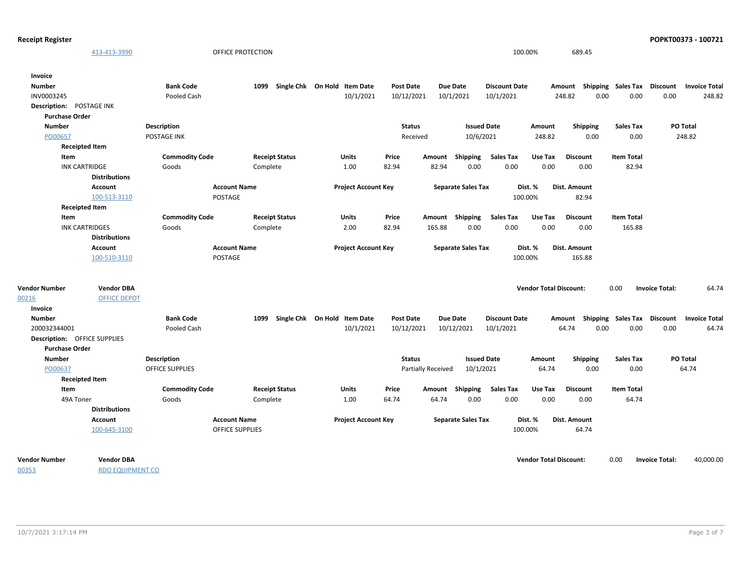| Account | Account Name | Project Account Key | Separate Sales Tax | Dist. % | Dist. Amount |
|---|---|---|---|---|---|
| 413-413-3990 | OFFICE PROTECTION | | | 100.00% | 689.45 |

**Invoice**

| Number | Bank Code | 1099 | Single Chk | On Hold | Item Date | Post Date | Due Date | Discount Date | Amount | Shipping | Sales Tax | Discount | Invoice Total |
|---|---|---|---|---|---|---|---|---|---|---|---|---|---|
| INV0003245 | Pooled Cash | | | | 10/1/2021 | 10/12/2021 | 10/1/2021 | 10/1/2021 | 248.82 | 0.00 | 0.00 | 0.00 | 248.82 |

**Description:** POSTAGE INK

**Purchase Order**

| Number | Description | Status | Issued Date | Amount | Shipping | Sales Tax | PO Total |
|---|---|---|---|---|---|---|---|
| PO00657 | POSTAGE INK | Received | 10/6/2021 | 248.82 | 0.00 | 0.00 | 248.82 |

**Receipted Item**

| Item | Commodity Code | Receipt Status | Units | Price | Amount | Shipping | Sales Tax | Use Tax | Discount | Item Total |
|---|---|---|---|---|---|---|---|---|---|---|
| INK CARTRIDGE | Goods | Complete | 1.00 | 82.94 | 82.94 | 0.00 | 0.00 | 0.00 | 0.00 | 82.94 |

**Distributions**

| Account | Account Name | Project Account Key | Separate Sales Tax | Dist. % | Dist. Amount |
|---|---|---|---|---|---|
| 100-513-3110 | POSTAGE | | | 100.00% | 82.94 |

**Receipted Item**

| Item | Commodity Code | Receipt Status | Units | Price | Amount | Shipping | Sales Tax | Use Tax | Discount | Item Total |
|---|---|---|---|---|---|---|---|---|---|---|
| INK CARTRIDGES | Goods | Complete | 2.00 | 82.94 | 165.88 | 0.00 | 0.00 | 0.00 | 0.00 | 165.88 |

**Distributions**

| Account | Account Name | Project Account Key | Separate Sales Tax | Dist. % | Dist. Amount |
|---|---|---|---|---|---|
| 100-510-3110 | POSTAGE | | | 100.00% | 165.88 |

| Vendor Number | Vendor DBA | Vendor Total Discount: | 0.00 | Invoice Total: | 64.74 |
|---|---|---|---|---|---|
| 00216 | OFFICE DEPOT | | | | |

**Invoice**

| Number | Bank Code | 1099 | Single Chk | On Hold | Item Date | Post Date | Due Date | Discount Date | Amount | Shipping | Sales Tax | Discount | Invoice Total |
|---|---|---|---|---|---|---|---|---|---|---|---|---|---|
| 200032344001 | Pooled Cash | | | | 10/1/2021 | 10/12/2021 | 10/12/2021 | 10/1/2021 | 64.74 | 0.00 | 0.00 | 0.00 | 64.74 |

**Description:** OFFICE SUPPLIES

**Purchase Order**

| Number | Description | Status | Issued Date | Amount | Shipping | Sales Tax | PO Total |
|---|---|---|---|---|---|---|---|
| PO00637 | OFFICE SUPPLIES | Partially Received | 10/1/2021 | 64.74 | 0.00 | 0.00 | 64.74 |

**Receipted Item**

| Item | Commodity Code | Receipt Status | Units | Price | Amount | Shipping | Sales Tax | Use Tax | Discount | Item Total |
|---|---|---|---|---|---|---|---|---|---|---|
| 49A Toner | Goods | Complete | 1.00 | 64.74 | 64.74 | 0.00 | 0.00 | 0.00 | 0.00 | 64.74 |

**Distributions**

| Account | Account Name | Project Account Key | Separate Sales Tax | Dist. % | Dist. Amount |
|---|---|---|---|---|---|
| 100-645-3100 | OFFICE SUPPLIES | | | 100.00% | 64.74 |

| Vendor Number | Vendor DBA | Vendor Total Discount: | 0.00 | Invoice Total: | 40,000.00 |
|---|---|---|---|---|---|
| 00353 | RDO EQUIPMENT CO | | | | |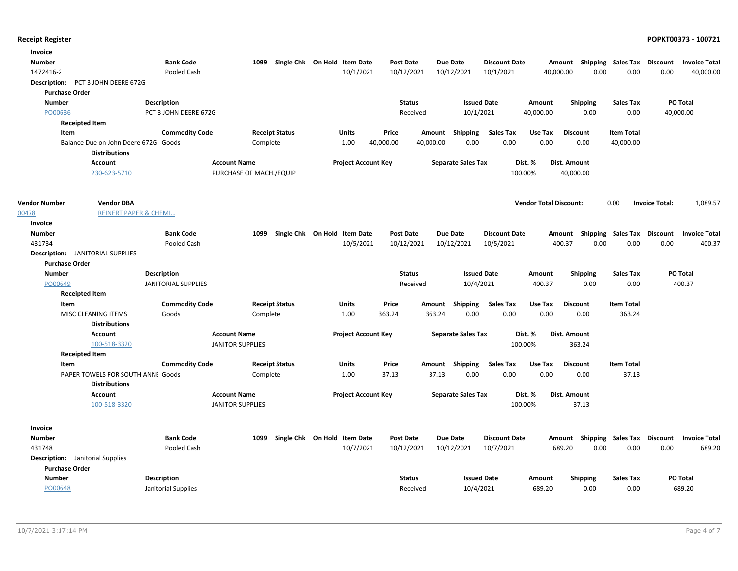**Receipt Register**

**Invoice**

| Number | Bank Code | 1099 | Single Chk | On Hold | Item Date | Post Date | Due Date | Discount Date | Amount | Shipping | Sales Tax | Discount | Invoice Total |
|---|---|---|---|---|---|---|---|---|---|---|---|---|---|
| 1472416-2 | Pooled Cash | | | | 10/1/2021 | 10/12/2021 | 10/12/2021 | 10/1/2021 | 40,000.00 | 0.00 | 0.00 | 0.00 | 40,000.00 |

**Description:** PCT 3 JOHN DEERE 672G

**Purchase Order**

| Number | Description | Status | Issued Date | Amount | Shipping | Sales Tax | PO Total |
|---|---|---|---|---|---|---|---|
| PO00636 | PCT 3 JOHN DEERE 672G | Received | 10/1/2021 | 40,000.00 | 0.00 | 0.00 | 40,000.00 |

**Receipted Item**

| Item | Commodity Code | Receipt Status | Units | Price | Amount | Shipping | Sales Tax | Use Tax | Discount | Item Total |
|---|---|---|---|---|---|---|---|---|---|---|
| Balance Due on John Deere 672G | Goods | Complete | 1.00 | 40,000.00 | 40,000.00 | 0.00 | 0.00 | 0.00 | 0.00 | 40,000.00 |

**Distributions**

| Account | Account Name | Project Account Key | Separate Sales Tax | Dist. % | Dist. Amount |
|---|---|---|---|---|---|
| 230-623-5710 | PURCHASE OF MACH./EQUIP | | | 100.00% | 40,000.00 |

**Vendor Number:** 00478 **Vendor DBA:** REINERT PAPER & CHEMI...

**Vendor Total Discount:** 0.00 **Invoice Total:** 1,089.57

**Invoice**

| Number | Bank Code | 1099 | Single Chk | On Hold | Item Date | Post Date | Due Date | Discount Date | Amount | Shipping | Sales Tax | Discount | Invoice Total |
|---|---|---|---|---|---|---|---|---|---|---|---|---|---|
| 431734 | Pooled Cash | | | | 10/5/2021 | 10/12/2021 | 10/12/2021 | 10/5/2021 | 400.37 | 0.00 | 0.00 | 0.00 | 400.37 |

**Description:** JANITORIAL SUPPLIES

**Purchase Order**

| Number | Description | Status | Issued Date | Amount | Shipping | Sales Tax | PO Total |
|---|---|---|---|---|---|---|---|
| PO00649 | JANITORIAL SUPPLIES | Received | 10/4/2021 | 400.37 | 0.00 | 0.00 | 400.37 |

**Receipted Item**

| Item | Commodity Code | Receipt Status | Units | Price | Amount | Shipping | Sales Tax | Use Tax | Discount | Item Total |
|---|---|---|---|---|---|---|---|---|---|---|
| MISC CLEANING ITEMS | Goods | Complete | 1.00 | 363.24 | 363.24 | 0.00 | 0.00 | 0.00 | 0.00 | 363.24 |

**Distributions**

| Account | Account Name | Project Account Key | Separate Sales Tax | Dist. % | Dist. Amount |
|---|---|---|---|---|---|
| 100-518-3320 | JANITOR SUPPLIES | | | 100.00% | 363.24 |

**Receipted Item**

| Item | Commodity Code | Receipt Status | Units | Price | Amount | Shipping | Sales Tax | Use Tax | Discount | Item Total |
|---|---|---|---|---|---|---|---|---|---|---|
| PAPER TOWELS FOR SOUTH ANNI | Goods | Complete | 1.00 | 37.13 | 37.13 | 0.00 | 0.00 | 0.00 | 0.00 | 37.13 |

**Distributions**

| Account | Account Name | Project Account Key | Separate Sales Tax | Dist. % | Dist. Amount |
|---|---|---|---|---|---|
| 100-518-3320 | JANITOR SUPPLIES | | | 100.00% | 37.13 |

**Invoice**

| Number | Bank Code | 1099 | Single Chk | On Hold | Item Date | Post Date | Due Date | Discount Date | Amount | Shipping | Sales Tax | Discount | Invoice Total |
|---|---|---|---|---|---|---|---|---|---|---|---|---|---|
| 431748 | Pooled Cash | | | | 10/7/2021 | 10/12/2021 | 10/12/2021 | 10/7/2021 | 689.20 | 0.00 | 0.00 | 0.00 | 689.20 |

**Description:** Janitorial Supplies

**Purchase Order**

| Number | Description | Status | Issued Date | Amount | Shipping | Sales Tax | PO Total |
|---|---|---|---|---|---|---|---|
| PO00648 | Janitorial Supplies | Received | 10/4/2021 | 689.20 | 0.00 | 0.00 | 689.20 |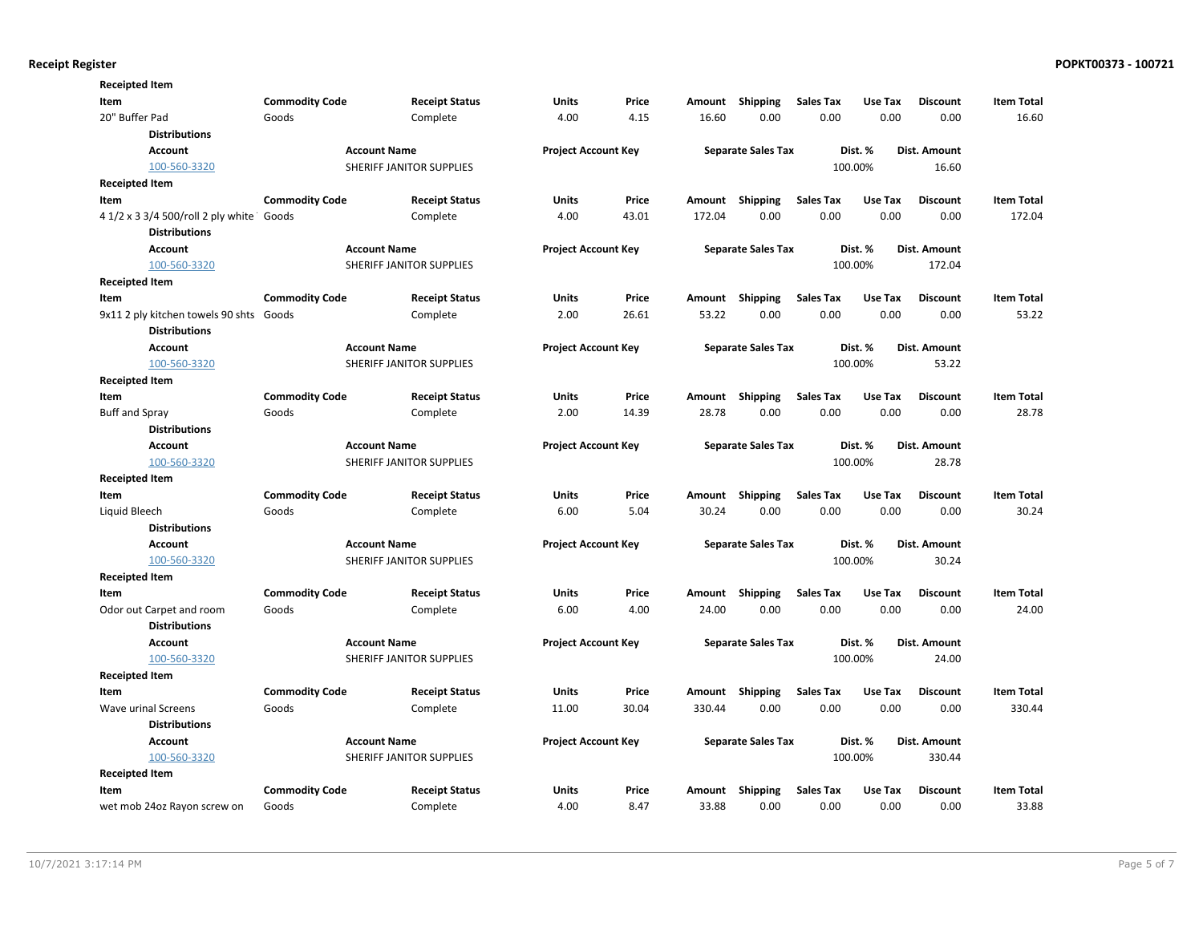**Receipted Item**

| Item | Commodity Code | Receipt Status | Units | Price | Amount | Shipping | Sales Tax | Use Tax | Discount | Item Total |
|---|---|---|---|---|---|---|---|---|---|---|
| 20" Buffer Pad | Goods | Complete | 4.00 | 4.15 | 16.60 | 0.00 | 0.00 | 0.00 | 0.00 | 16.60 |

**Distributions**

| Account | Account Name | Project Account Key | Separate Sales Tax | Dist. % | Dist. Amount |
|---|---|---|---|---|---|
| 100-560-3320 | SHERIFF JANITOR SUPPLIES | | | 100.00% | 16.60 |

**Receipted Item**

| Item | Commodity Code | Receipt Status | Units | Price | Amount | Shipping | Sales Tax | Use Tax | Discount | Item Total |
|---|---|---|---|---|---|---|---|---|---|---|
| 4 1/2 x 3 3/4 500/roll 2 ply white | Goods | Complete | 4.00 | 43.01 | 172.04 | 0.00 | 0.00 | 0.00 | 0.00 | 172.04 |

**Distributions**

| Account | Account Name | Project Account Key | Separate Sales Tax | Dist. % | Dist. Amount |
|---|---|---|---|---|---|
| 100-560-3320 | SHERIFF JANITOR SUPPLIES | | | 100.00% | 172.04 |

**Receipted Item**

| Item | Commodity Code | Receipt Status | Units | Price | Amount | Shipping | Sales Tax | Use Tax | Discount | Item Total |
|---|---|---|---|---|---|---|---|---|---|---|
| 9x11 2 ply kitchen towels 90 shts | Goods | Complete | 2.00 | 26.61 | 53.22 | 0.00 | 0.00 | 0.00 | 0.00 | 53.22 |

**Distributions**

| Account | Account Name | Project Account Key | Separate Sales Tax | Dist. % | Dist. Amount |
|---|---|---|---|---|---|
| 100-560-3320 | SHERIFF JANITOR SUPPLIES | | | 100.00% | 53.22 |

**Receipted Item**

| Item | Commodity Code | Receipt Status | Units | Price | Amount | Shipping | Sales Tax | Use Tax | Discount | Item Total |
|---|---|---|---|---|---|---|---|---|---|---|
| Buff and Spray | Goods | Complete | 2.00 | 14.39 | 28.78 | 0.00 | 0.00 | 0.00 | 0.00 | 28.78 |

**Distributions**

| Account | Account Name | Project Account Key | Separate Sales Tax | Dist. % | Dist. Amount |
|---|---|---|---|---|---|
| 100-560-3320 | SHERIFF JANITOR SUPPLIES | | | 100.00% | 28.78 |

**Receipted Item**

| Item | Commodity Code | Receipt Status | Units | Price | Amount | Shipping | Sales Tax | Use Tax | Discount | Item Total |
|---|---|---|---|---|---|---|---|---|---|---|
| Liquid Bleech | Goods | Complete | 6.00 | 5.04 | 30.24 | 0.00 | 0.00 | 0.00 | 0.00 | 30.24 |

**Distributions**

| Account | Account Name | Project Account Key | Separate Sales Tax | Dist. % | Dist. Amount |
|---|---|---|---|---|---|
| 100-560-3320 | SHERIFF JANITOR SUPPLIES | | | 100.00% | 30.24 |

**Receipted Item**

| Item | Commodity Code | Receipt Status | Units | Price | Amount | Shipping | Sales Tax | Use Tax | Discount | Item Total |
|---|---|---|---|---|---|---|---|---|---|---|
| Odor out Carpet and room | Goods | Complete | 6.00 | 4.00 | 24.00 | 0.00 | 0.00 | 0.00 | 0.00 | 24.00 |

**Distributions**

| Account | Account Name | Project Account Key | Separate Sales Tax | Dist. % | Dist. Amount |
|---|---|---|---|---|---|
| 100-560-3320 | SHERIFF JANITOR SUPPLIES | | | 100.00% | 24.00 |

**Receipted Item**

| Item | Commodity Code | Receipt Status | Units | Price | Amount | Shipping | Sales Tax | Use Tax | Discount | Item Total |
|---|---|---|---|---|---|---|---|---|---|---|
| Wave urinal Screens | Goods | Complete | 11.00 | 30.04 | 330.44 | 0.00 | 0.00 | 0.00 | 0.00 | 330.44 |

**Distributions**

| Account | Account Name | Project Account Key | Separate Sales Tax | Dist. % | Dist. Amount |
|---|---|---|---|---|---|
| 100-560-3320 | SHERIFF JANITOR SUPPLIES | | | 100.00% | 330.44 |

**Receipted Item**

| Item | Commodity Code | Receipt Status | Units | Price | Amount | Shipping | Sales Tax | Use Tax | Discount | Item Total |
|---|---|---|---|---|---|---|---|---|---|---|
| wet mob 24oz Rayon screw on | Goods | Complete | 4.00 | 8.47 | 33.88 | 0.00 | 0.00 | 0.00 | 0.00 | 33.88 |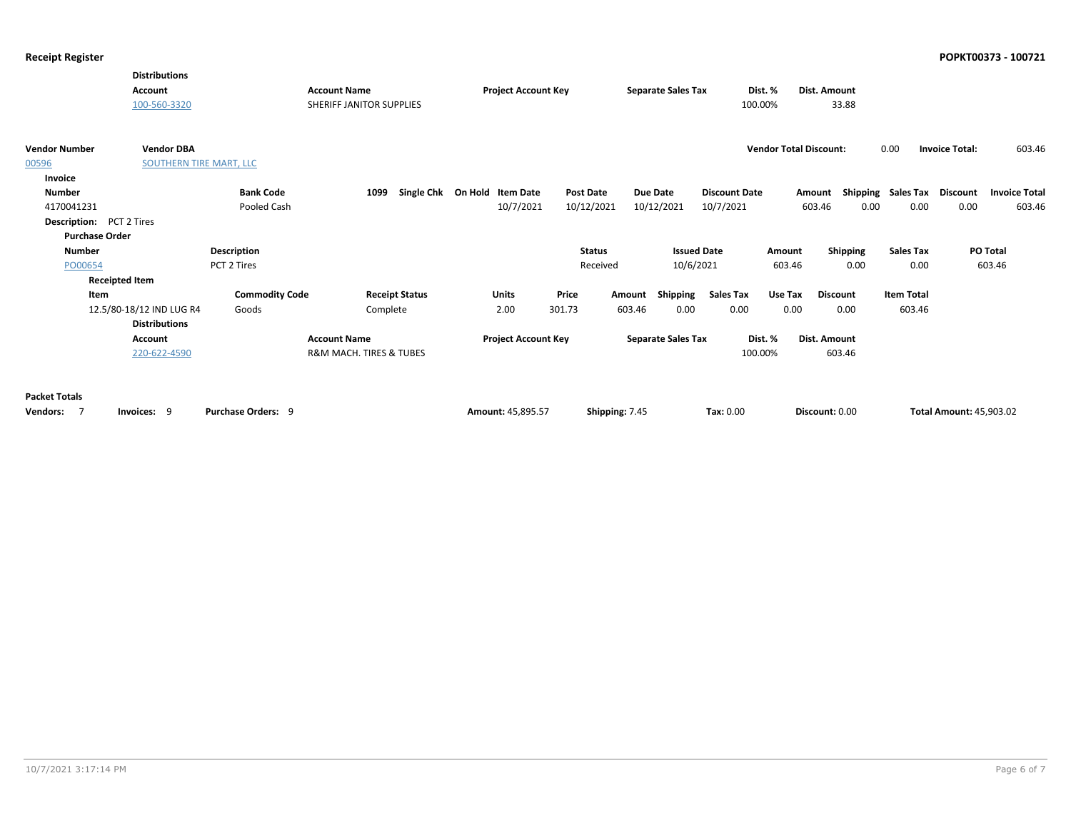**Distributions**

| Account | Account Name | Project Account Key | Separate Sales Tax | Dist. % | Dist. Amount |
|---|---|---|---|---|---|
| 100-560-3320 | SHERIFF JANITOR SUPPLIES | | | 100.00% | 33.88 |

| Vendor Number | Vendor DBA | Vendor Total Discount: | Invoice Total: |
|---|---|---|---|
| 00596 | SOUTHERN TIRE MART, LLC | 0.00 | 603.46 |

**Invoice**

| Number | Bank Code | 1099 | Single Chk | On Hold | Item Date | Post Date | Due Date | Discount Date | Amount | Shipping | Sales Tax | Discount | Invoice Total |
|---|---|---|---|---|---|---|---|---|---|---|---|---|---|
| 4170041231 | Pooled Cash | | | | 10/7/2021 | 10/12/2021 | 10/12/2021 | 10/7/2021 | 603.46 | 0.00 | 0.00 | 0.00 | 603.46 |

**Description:** PCT 2 Tires

**Purchase Order**

| Number | Description | Status | Issued Date | Amount | Shipping | Sales Tax | PO Total |
|---|---|---|---|---|---|---|---|
| PO00654 | PCT 2 Tires | Received | 10/6/2021 | 603.46 | 0.00 | 0.00 | 603.46 |

**Receipted Item**

| Item | Commodity Code | Receipt Status | Units | Price | Amount | Shipping | Sales Tax | Use Tax | Discount | Item Total |
|---|---|---|---|---|---|---|---|---|---|---|
| 12.5/80-18/12 IND LUG R4 | Goods | Complete | 2.00 | 301.73 | 603.46 | 0.00 | 0.00 | 0.00 | 0.00 | 603.46 |

**Distributions**

| Account | Account Name | Project Account Key | Separate Sales Tax | Dist. % | Dist. Amount |
|---|---|---|---|---|---|
| 220-622-4590 | R&M MACH. TIRES & TUBES | | | 100.00% | 603.46 |

**Packet Totals**

| Vendors: | Invoices: | Purchase Orders: | Amount: | Shipping: | Tax: | Discount: | Total Amount: |
|---|---|---|---|---|---|---|---|
| 7 | 9 | 9 | 45,895.57 | 7.45 | 0.00 | 0.00 | 45,903.02 |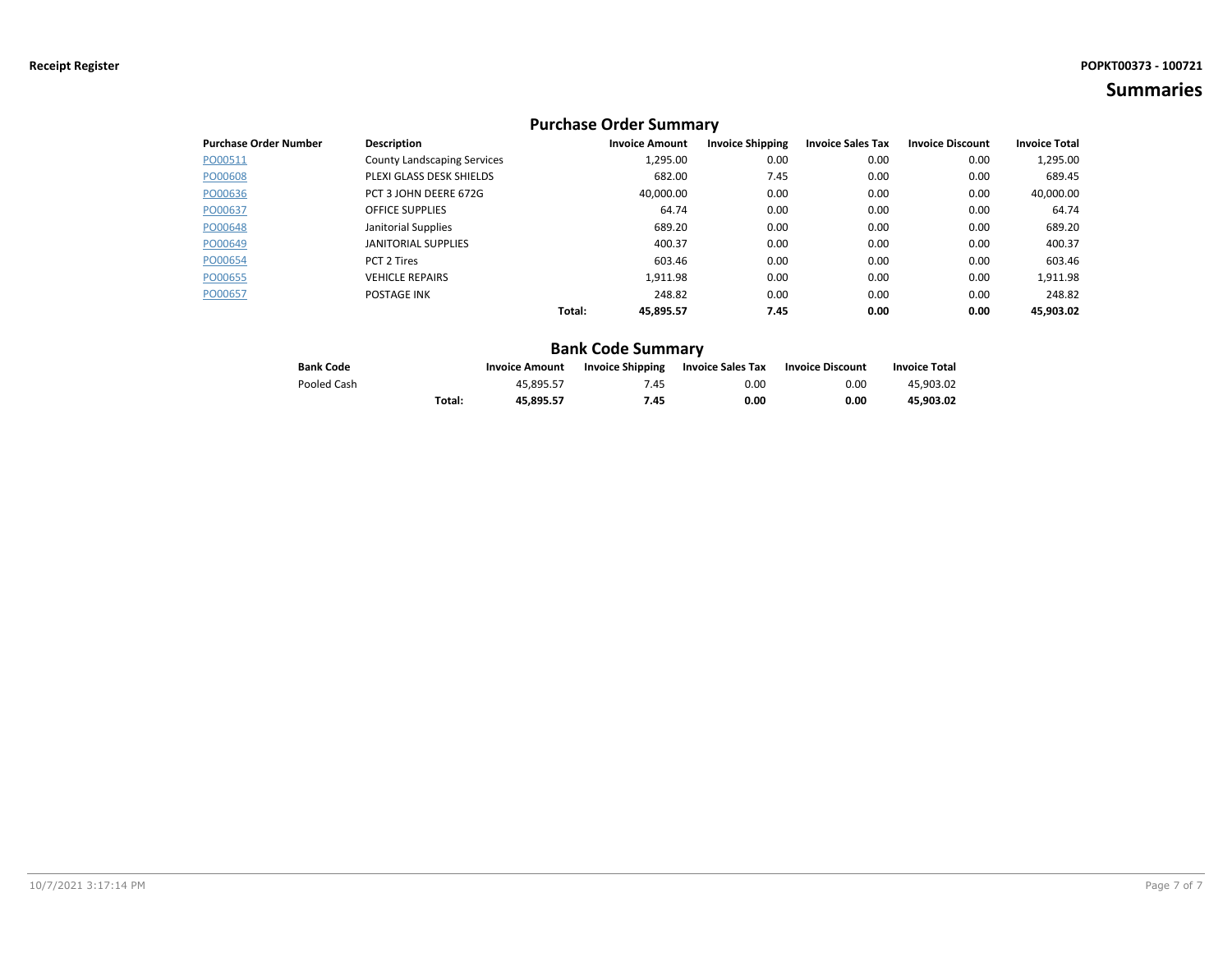Receipt Register

POPKT00373 - 100721

# Summaries

## Purchase Order Summary

| Purchase Order Number | Description | | Invoice Amount | Invoice Shipping | Invoice Sales Tax | Invoice Discount | Invoice Total |
|---|---|---|---|---|---|---|---|
| PO00511 | County Landscaping Services | | 1,295.00 | 0.00 | 0.00 | 0.00 | 1,295.00 |
| PO00608 | PLEXI GLASS DESK SHIELDS | | 682.00 | 7.45 | 0.00 | 0.00 | 689.45 |
| PO00636 | PCT 3 JOHN DEERE 672G | | 40,000.00 | 0.00 | 0.00 | 0.00 | 40,000.00 |
| PO00637 | OFFICE SUPPLIES | | 64.74 | 0.00 | 0.00 | 0.00 | 64.74 |
| PO00648 | Janitorial Supplies | | 689.20 | 0.00 | 0.00 | 0.00 | 689.20 |
| PO00649 | JANITORIAL SUPPLIES | | 400.37 | 0.00 | 0.00 | 0.00 | 400.37 |
| PO00654 | PCT 2 Tires | | 603.46 | 0.00 | 0.00 | 0.00 | 603.46 |
| PO00655 | VEHICLE REPAIRS | | 1,911.98 | 0.00 | 0.00 | 0.00 | 1,911.98 |
| PO00657 | POSTAGE INK | | 248.82 | 0.00 | 0.00 | 0.00 | 248.82 |
| | | **Total:** | **45,895.57** | **7.45** | **0.00** | **0.00** | **45,903.02** |

## Bank Code Summary

| Bank Code | | Invoice Amount | Invoice Shipping | Invoice Sales Tax | Invoice Discount | Invoice Total |
|---|---|---|---|---|---|---|
| Pooled Cash | | 45,895.57 | 7.45 | 0.00 | 0.00 | 45,903.02 |
| | **Total:** | **45,895.57** | **7.45** | **0.00** | **0.00** | **45,903.02** |

10/7/2021 3:17:14 PM